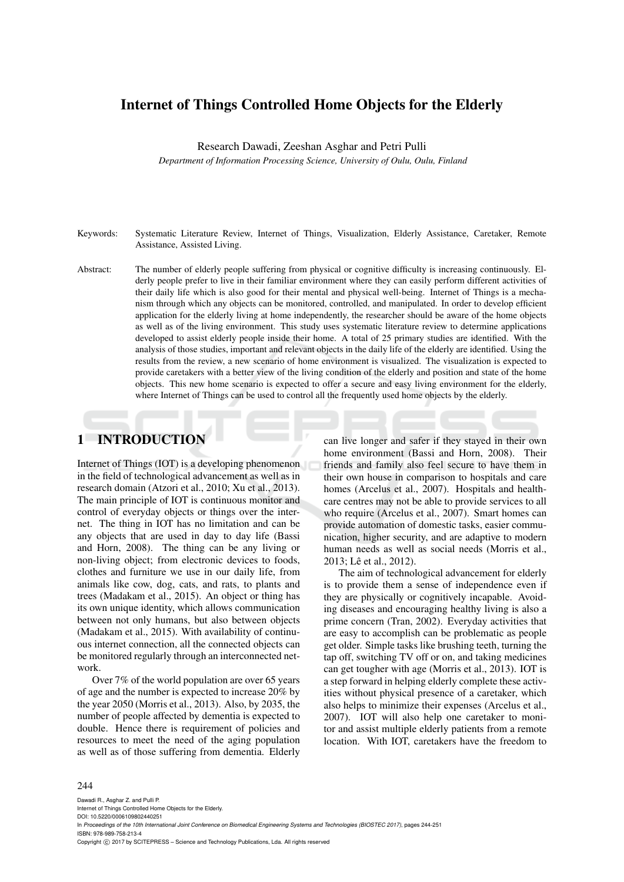# Internet of Things Controlled Home Objects for the Elderly

Research Dawadi, Zeeshan Asghar and Petri Pulli

*Department of Information Processing Science, University of Oulu, Oulu, Finland*

Keywords: Systematic Literature Review, Internet of Things, Visualization, Elderly Assistance, Caretaker, Remote Assistance, Assisted Living.

Abstract: The number of elderly people suffering from physical or cognitive difficulty is increasing continuously. Elderly people prefer to live in their familiar environment where they can easily perform different activities of their daily life which is also good for their mental and physical well-being. Internet of Things is a mechanism through which any objects can be monitored, controlled, and manipulated. In order to develop efficient application for the elderly living at home independently, the researcher should be aware of the home objects as well as of the living environment. This study uses systematic literature review to determine applications developed to assist elderly people inside their home. A total of 25 primary studies are identified. With the analysis of those studies, important and relevant objects in the daily life of the elderly are identified. Using the results from the review, a new scenario of home environment is visualized. The visualization is expected to provide caretakers with a better view of the living condition of the elderly and position and state of the home objects. This new home scenario is expected to offer a secure and easy living environment for the elderly, where Internet of Things can be used to control all the frequently used home objects by the elderly.

## 1 INTRODUCTION

Internet of Things (IOT) is a developing phenomenon in the field of technological advancement as well as in research domain (Atzori et al., 2010; Xu et al., 2013). The main principle of IOT is continuous monitor and control of everyday objects or things over the internet. The thing in IOT has no limitation and can be any objects that are used in day to day life (Bassi and Horn, 2008). The thing can be any living or non-living object; from electronic devices to foods, clothes and furniture we use in our daily life, from animals like cow, dog, cats, and rats, to plants and trees (Madakam et al., 2015). An object or thing has its own unique identity, which allows communication between not only humans, but also between objects (Madakam et al., 2015). With availability of continuous internet connection, all the connected objects can be monitored regularly through an interconnected network.

Over 7% of the world population are over 65 years of age and the number is expected to increase 20% by the year 2050 (Morris et al., 2013). Also, by 2035, the number of people affected by dementia is expected to double. Hence there is requirement of policies and resources to meet the need of the aging population as well as of those suffering from dementia. Elderly can live longer and safer if they stayed in their own home environment (Bassi and Horn, 2008). Their friends and family also feel secure to have them in their own house in comparison to hospitals and care homes (Arcelus et al., 2007). Hospitals and healthcare centres may not be able to provide services to all who require (Arcelus et al., 2007). Smart homes can provide automation of domestic tasks, easier communication, higher security, and are adaptive to modern human needs as well as social needs (Morris et al., 2013; Lê et al., 2012).

The aim of technological advancement for elderly is to provide them a sense of independence even if they are physically or cognitively incapable. Avoiding diseases and encouraging healthy living is also a prime concern (Tran, 2002). Everyday activities that are easy to accomplish can be problematic as people get older. Simple tasks like brushing teeth, turning the tap off, switching TV off or on, and taking medicines can get tougher with age (Morris et al., 2013). IOT is a step forward in helping elderly complete these activities without physical presence of a caretaker, which also helps to minimize their expenses (Arcelus et al., 2007). IOT will also help one caretaker to monitor and assist multiple elderly patients from a remote location. With IOT, caretakers have the freedom to

Dawadi R., Asghar Z. and Pulli P.
Internet of Things Controlled Home Objects for the Elderly.
DOI: 10.5220/0006109802440251
In *Proceedings of the 10th International Joint Conference on Biomedical Engineering Systems and Technologies (BIOSTEC 2017)*, pages 244-251
ISBN: 978-989-758-213-4
Copyright © 2017 by SCITEPRESS – Science and Technology Publications, Lda. All rights reserved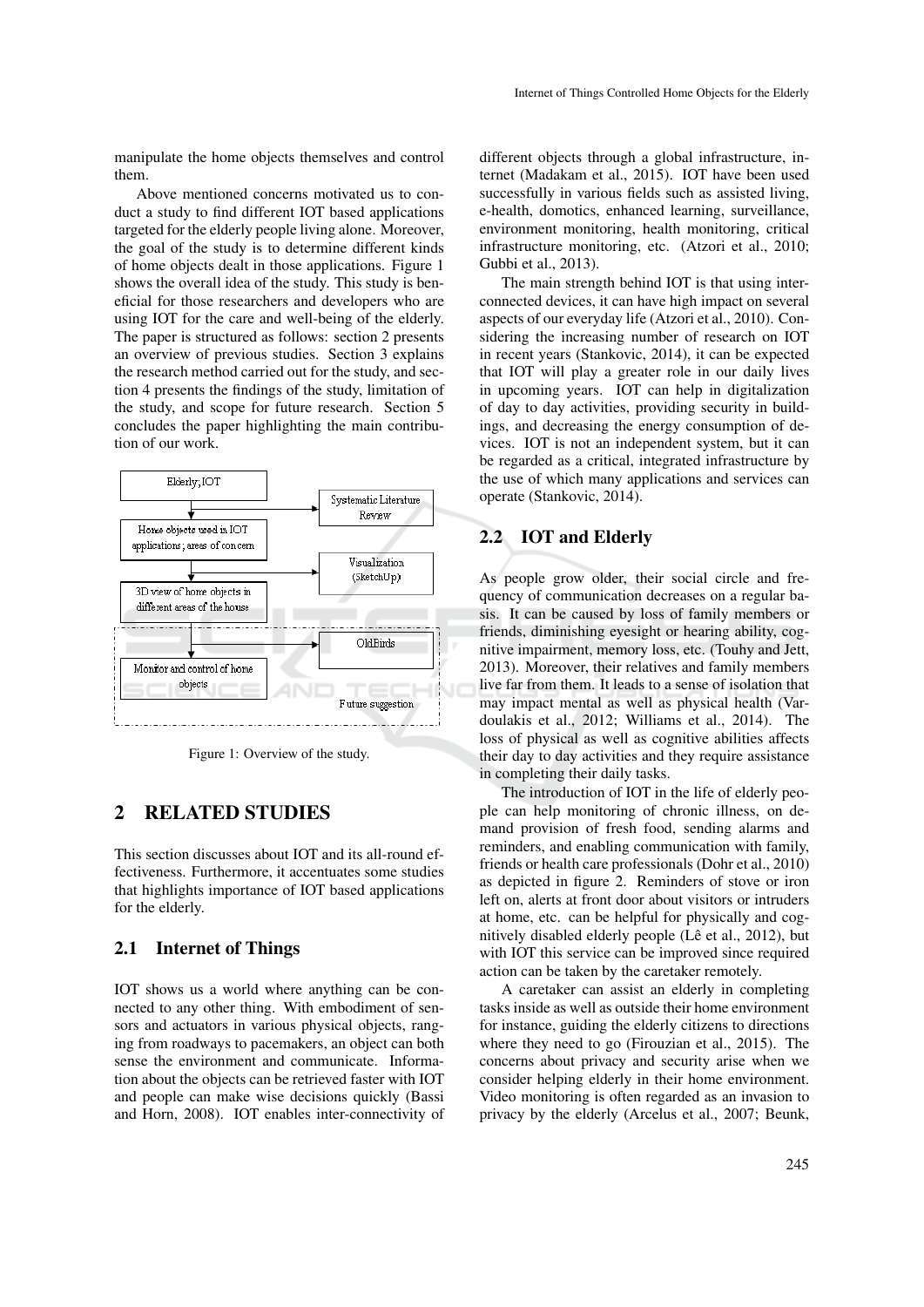manipulate the home objects themselves and control them.

Above mentioned concerns motivated us to conduct a study to find different IOT based applications targeted for the elderly people living alone. Moreover, the goal of the study is to determine different kinds of home objects dealt in those applications. Figure 1 shows the overall idea of the study. This study is beneficial for those researchers and developers who are using IOT for the care and well-being of the elderly. The paper is structured as follows: section 2 presents an overview of previous studies. Section 3 explains the research method carried out for the study, and section 4 presents the findings of the study, limitation of the study, and scope for future research. Section 5 concludes the paper highlighting the main contribution of our work.

Figure 1: Overview of the study.

## 2 RELATED STUDIES

This section discusses about IOT and its all-round effectiveness. Furthermore, it accentuates some studies that highlights importance of IOT based applications for the elderly.

### 2.1 Internet of Things

IOT shows us a world where anything can be connected to any other thing. With embodiment of sensors and actuators in various physical objects, ranging from roadways to pacemakers, an object can both sense the environment and communicate. Information about the objects can be retrieved faster with IOT and people can make wise decisions quickly (Bassi and Horn, 2008). IOT enables inter-connectivity of different objects through a global infrastructure, internet (Madakam et al., 2015). IOT have been used successfully in various fields such as assisted living, e-health, domotics, enhanced learning, surveillance, environment monitoring, health monitoring, critical infrastructure monitoring, etc. (Atzori et al., 2010; Gubbi et al., 2013).

The main strength behind IOT is that using interconnected devices, it can have high impact on several aspects of our everyday life (Atzori et al., 2010). Considering the increasing number of research on IOT in recent years (Stankovic, 2014), it can be expected that IOT will play a greater role in our daily lives in upcoming years. IOT can help in digitalization of day to day activities, providing security in buildings, and decreasing the energy consumption of devices. IOT is not an independent system, but it can be regarded as a critical, integrated infrastructure by the use of which many applications and services can operate (Stankovic, 2014).

### 2.2 IOT and Elderly

As people grow older, their social circle and frequency of communication decreases on a regular basis. It can be caused by loss of family members or friends, diminishing eyesight or hearing ability, cognitive impairment, memory loss, etc. (Touhy and Jett, 2013). Moreover, their relatives and family members live far from them. It leads to a sense of isolation that may impact mental as well as physical health (Vardoulakis et al., 2012; Williams et al., 2014). The loss of physical as well as cognitive abilities affects their day to day activities and they require assistance in completing their daily tasks.

The introduction of IOT in the life of elderly people can help monitoring of chronic illness, on demand provision of fresh food, sending alarms and reminders, and enabling communication with family, friends or health care professionals (Dohr et al., 2010) as depicted in figure 2. Reminders of stove or iron left on, alerts at front door about visitors or intruders at home, etc. can be helpful for physically and cognitively disabled elderly people (Lê et al., 2012), but with IOT this service can be improved since required action can be taken by the caretaker remotely.

A caretaker can assist an elderly in completing tasks inside as well as outside their home environment for instance, guiding the elderly citizens to directions where they need to go (Firouzian et al., 2015). The concerns about privacy and security arise when we consider helping elderly in their home environment. Video monitoring is often regarded as an invasion to privacy by the elderly (Arcelus et al., 2007; Beunk,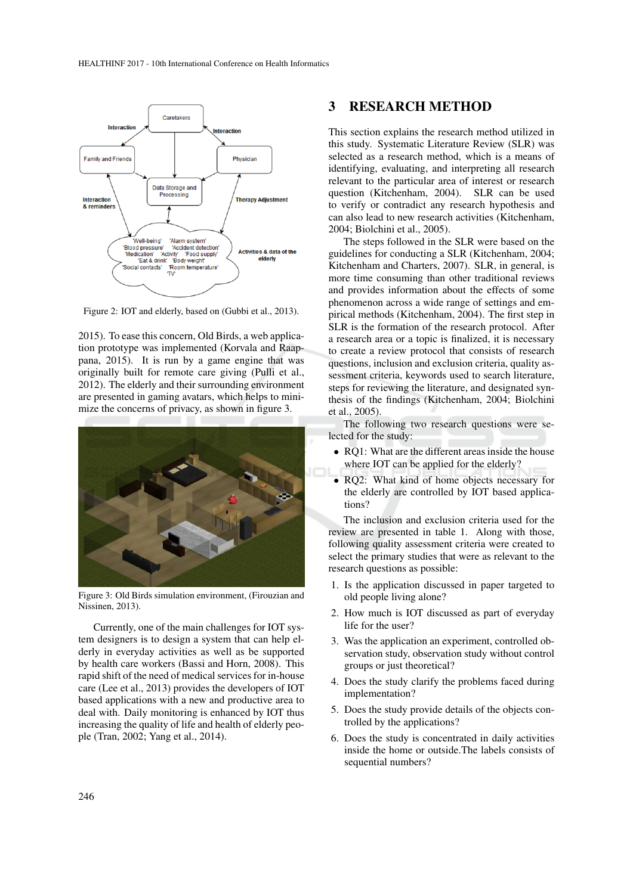Figure 2: IOT and elderly, based on (Gubbi et al., 2013).

2015). To ease this concern, Old Birds, a web application prototype was implemented (Korvala and Raappana, 2015). It is run by a game engine that was originally built for remote care giving (Pulli et al., 2012). The elderly and their surrounding environment are presented in gaming avatars, which helps to minimize the concerns of privacy, as shown in figure 3.

Figure 3: Old Birds simulation environment, (Firouzian and Nissinen, 2013).

Currently, one of the main challenges for IOT system designers is to design a system that can help elderly in everyday activities as well as be supported by health care workers (Bassi and Horn, 2008). This rapid shift of the need of medical services for in-house care (Lee et al., 2013) provides the developers of IOT based applications with a new and productive area to deal with. Daily monitoring is enhanced by IOT thus increasing the quality of life and health of elderly people (Tran, 2002; Yang et al., 2014).

## 3 RESEARCH METHOD

This section explains the research method utilized in this study. Systematic Literature Review (SLR) was selected as a research method, which is a means of identifying, evaluating, and interpreting all research relevant to the particular area of interest or research question (Kitchenham, 2004). SLR can be used to verify or contradict any research hypothesis and can also lead to new research activities (Kitchenham, 2004; Biolchini et al., 2005).

The steps followed in the SLR were based on the guidelines for conducting a SLR (Kitchenham, 2004; Kitchenham and Charters, 2007). SLR, in general, is more time consuming than other traditional reviews and provides information about the effects of some phenomenon across a wide range of settings and empirical methods (Kitchenham, 2004). The first step in SLR is the formation of the research protocol. After a research area or a topic is finalized, it is necessary to create a review protocol that consists of research questions, inclusion and exclusion criteria, quality assessment criteria, keywords used to search literature, steps for reviewing the literature, and designated synthesis of the findings (Kitchenham, 2004; Biolchini et al., 2005).

The following two research questions were selected for the study:

- RQ1: What are the different areas inside the house where IOT can be applied for the elderly?
- RQ2: What kind of home objects necessary for the elderly are controlled by IOT based applications?

The inclusion and exclusion criteria used for the review are presented in table 1. Along with those, following quality assessment criteria were created to select the primary studies that were as relevant to the research questions as possible:

1. Is the application discussed in paper targeted to old people living alone?
2. How much is IOT discussed as part of everyday life for the user?
3. Was the application an experiment, controlled observation study without control groups or just theoretical?
4. Does the study clarify the problems faced during implementation?
5. Does the study provide details of the objects controlled by the applications?
6. Does the study is concentrated in daily activities inside the home or outside.The labels consists of sequential numbers?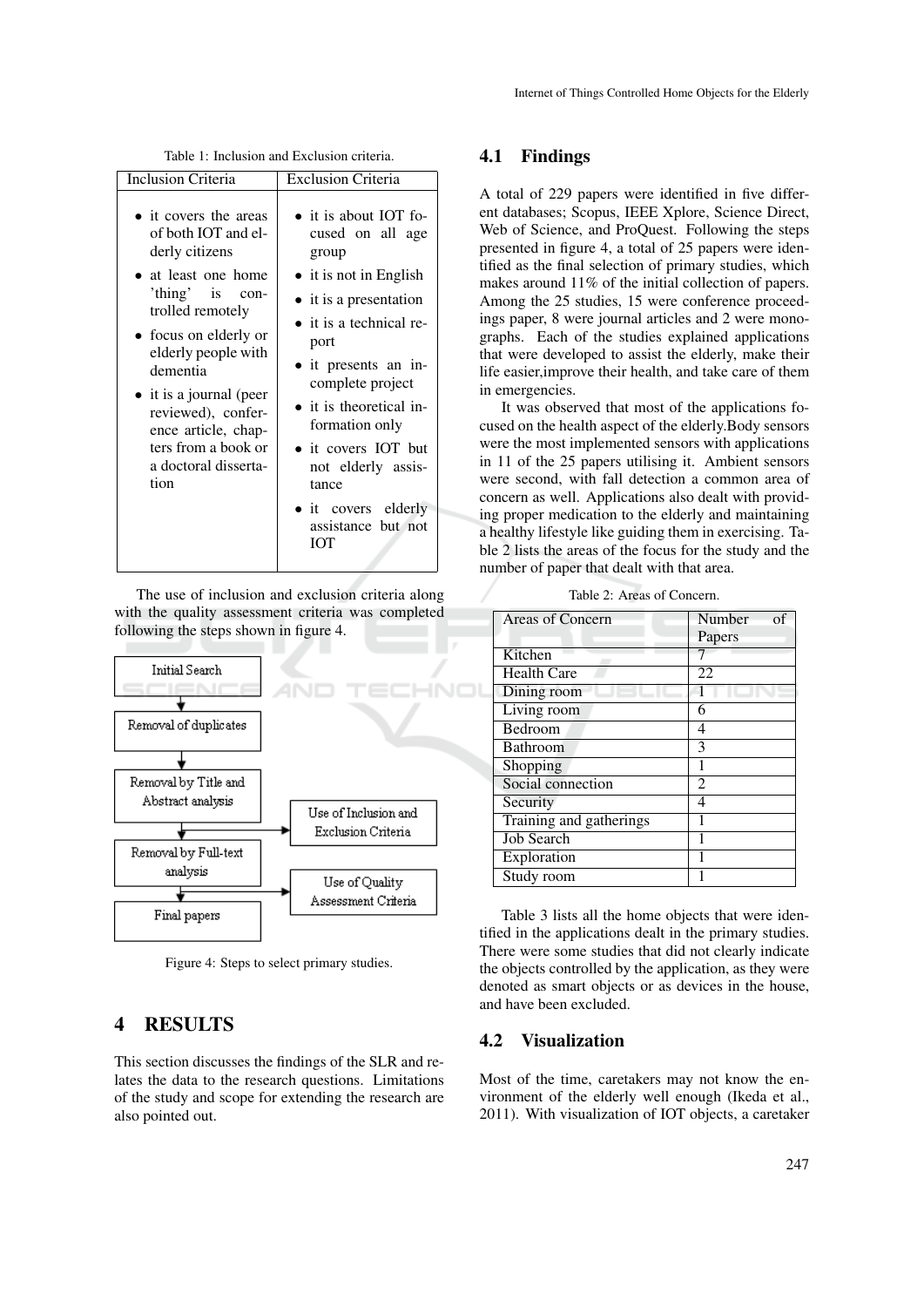Table 1: Inclusion and Exclusion criteria.

| Inclusion Criteria | Exclusion Criteria |
|---|---|
| • it covers the areas of both IOT and elderly citizens<br>• at least one home 'thing' is controlled remotely<br>• focus on elderly or elderly people with dementia<br>• it is a journal (peer reviewed), conference article, chapters from a book or a doctoral dissertation | • it is about IOT focused on all age group<br>• it is not in English<br>• it is a presentation<br>• it is a technical report<br>• it presents an incomplete project<br>• it is theoretical information only<br>• it covers IOT but not elderly assistance<br>• it covers elderly assistance but not IOT |

The use of inclusion and exclusion criteria along with the quality assessment criteria was completed following the steps shown in figure 4.

Initial Search → Removal of duplicates → Removal by Title and Abstract analysis → Removal by Full-text analysis → Final papers

(Use of Inclusion and Exclusion Criteria; Use of Quality Assessment Criteria)

Figure 4: Steps to select primary studies.

## 4 RESULTS

This section discusses the findings of the SLR and relates the data to the research questions. Limitations of the study and scope for extending the research are also pointed out.

### 4.1 Findings

A total of 229 papers were identified in five different databases; Scopus, IEEE Xplore, Science Direct, Web of Science, and ProQuest. Following the steps presented in figure 4, a total of 25 papers were identified as the final selection of primary studies, which makes around 11% of the initial collection of papers. Among the 25 studies, 15 were conference proceedings paper, 8 were journal articles and 2 were monographs. Each of the studies explained applications that were developed to assist the elderly, make their life easier,improve their health, and take care of them in emergencies.

It was observed that most of the applications focused on the health aspect of the elderly.Body sensors were the most implemented sensors with applications in 11 of the 25 papers utilising it. Ambient sensors were second, with fall detection a common area of concern as well. Applications also dealt with providing proper medication to the elderly and maintaining a healthy lifestyle like guiding them in exercising. Table 2 lists the areas of the focus for the study and the number of paper that dealt with that area.

Table 2: Areas of Concern.

| Areas of Concern | Number of Papers |
|---|---|
| Kitchen | 7 |
| Health Care | 22 |
| Dining room | 1 |
| Living room | 6 |
| Bedroom | 4 |
| Bathroom | 3 |
| Shopping | 1 |
| Social connection | 2 |
| Security | 4 |
| Training and gatherings | 1 |
| Job Search | 1 |
| Exploration | 1 |
| Study room | 1 |

Table 3 lists all the home objects that were identified in the applications dealt in the primary studies. There were some studies that did not clearly indicate the objects controlled by the application, as they were denoted as smart objects or as devices in the house, and have been excluded.

### 4.2 Visualization

Most of the time, caretakers may not know the environment of the elderly well enough (Ikeda et al., 2011). With visualization of IOT objects, a caretaker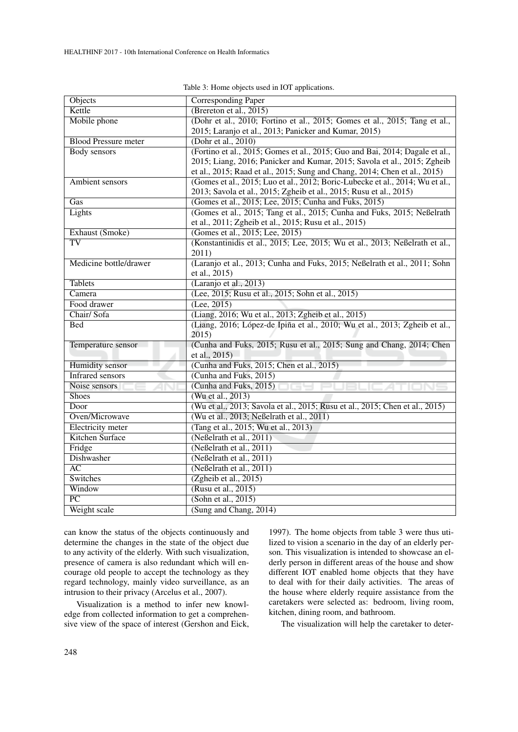Table 3: Home objects used in IOT applications.

| Objects | Corresponding Paper |
|---|---|
| Kettle | (Brereton et al., 2015) |
| Mobile phone | (Dohr et al., 2010; Fortino et al., 2015; Gomes et al., 2015; Tang et al., 2015; Laranjo et al., 2013; Panicker and Kumar, 2015) |
| Blood Pressure meter | (Dohr et al., 2010) |
| Body sensors | (Fortino et al., 2015; Gomes et al., 2015; Guo and Bai, 2014; Dagale et al., 2015; Liang, 2016; Panicker and Kumar, 2015; Savola et al., 2015; Zgheib et al., 2015; Raad et al., 2015; Sung and Chang, 2014; Chen et al., 2015) |
| Ambient sensors | (Gomes et al., 2015; Luo et al., 2012; Boric-Lubecke et al., 2014; Wu et al., 2013; Savola et al., 2015; Zgheib et al., 2015; Rusu et al., 2015) |
| Gas | (Gomes et al., 2015; Lee, 2015; Cunha and Fuks, 2015) |
| Lights | (Gomes et al., 2015; Tang et al., 2015; Cunha and Fuks, 2015; Neßelrath et al., 2011; Zgheib et al., 2015; Rusu et al., 2015) |
| Exhaust (Smoke) | (Gomes et al., 2015; Lee, 2015) |
| TV | (Konstantinidis et al., 2015; Lee, 2015; Wu et al., 2013; Neßelrath et al., 2011) |
| Medicine bottle/drawer | (Laranjo et al., 2013; Cunha and Fuks, 2015; Neßelrath et al., 2011; Sohn et al., 2015) |
| Tablets | (Laranjo et al., 2013) |
| Camera | (Lee, 2015; Rusu et al., 2015; Sohn et al., 2015) |
| Food drawer | (Lee, 2015) |
| Chair/ Sofa | (Liang, 2016; Wu et al., 2013; Zgheib et al., 2015) |
| Bed | (Liang, 2016; López-de Ipiña et al., 2010; Wu et al., 2013; Zgheib et al., 2015) |
| Temperature sensor | (Cunha and Fuks, 2015; Rusu et al., 2015; Sung and Chang, 2014; Chen et al., 2015) |
| Humidity sensor | (Cunha and Fuks, 2015; Chen et al., 2015) |
| Infrared sensors | (Cunha and Fuks, 2015) |
| Noise sensors | (Cunha and Fuks, 2015) |
| Shoes | (Wu et al., 2013) |
| Door | (Wu et al., 2013; Savola et al., 2015; Rusu et al., 2015; Chen et al., 2015) |
| Oven/Microwave | (Wu et al., 2013; Neßelrath et al., 2011) |
| Electricity meter | (Tang et al., 2015; Wu et al., 2013) |
| Kitchen Surface | (Neßelrath et al., 2011) |
| Fridge | (Neßelrath et al., 2011) |
| Dishwasher | (Neßelrath et al., 2011) |
| AC | (Neßelrath et al., 2011) |
| Switches | (Zgheib et al., 2015) |
| Window | (Rusu et al., 2015) |
| PC | (Sohn et al., 2015) |
| Weight scale | (Sung and Chang, 2014) |

can know the status of the objects continuously and determine the changes in the state of the object due to any activity of the elderly. With such visualization, presence of camera is also redundant which will encourage old people to accept the technology as they regard technology, mainly video surveillance, as an intrusion to their privacy (Arcelus et al., 2007).

Visualization is a method to infer new knowledge from collected information to get a comprehensive view of the space of interest (Gershon and Eick, 1997). The home objects from table 3 were thus utilized to vision a scenario in the day of an elderly person. This visualization is intended to showcase an elderly person in different areas of the house and show different IOT enabled home objects that they have to deal with for their daily activities. The areas of the house where elderly require assistance from the caretakers were selected as: bedroom, living room, kitchen, dining room, and bathroom.

The visualization will help the caretaker to deter-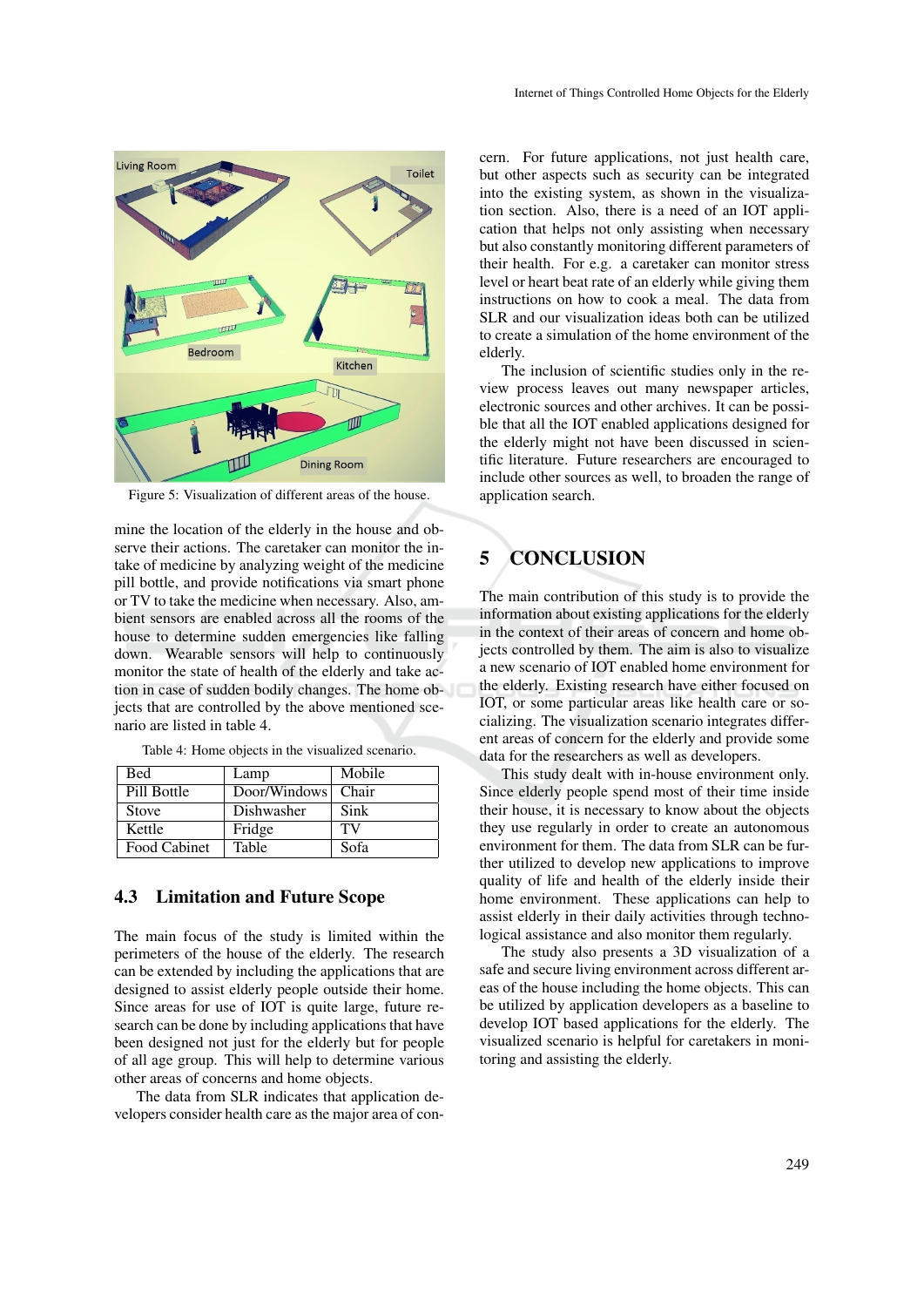Figure 5: Visualization of different areas of the house.

mine the location of the elderly in the house and observe their actions. The caretaker can monitor the intake of medicine by analyzing weight of the medicine pill bottle, and provide notifications via smart phone or TV to take the medicine when necessary. Also, ambient sensors are enabled across all the rooms of the house to determine sudden emergencies like falling down. Wearable sensors will help to continuously monitor the state of health of the elderly and take action in case of sudden bodily changes. The home objects that are controlled by the above mentioned scenario are listed in table 4.

Table 4: Home objects in the visualized scenario.

| Bed | Lamp | Mobile |
|---|---|---|
| Pill Bottle | Door/Windows | Chair |
| Stove | Dishwasher | Sink |
| Kettle | Fridge | TV |
| Food Cabinet | Table | Sofa |

### 4.3 Limitation and Future Scope

The main focus of the study is limited within the perimeters of the house of the elderly. The research can be extended by including the applications that are designed to assist elderly people outside their home. Since areas for use of IOT is quite large, future research can be done by including applications that have been designed not just for the elderly but for people of all age group. This will help to determine various other areas of concerns and home objects.

The data from SLR indicates that application developers consider health care as the major area of concern. For future applications, not just health care, but other aspects such as security can be integrated into the existing system, as shown in the visualization section. Also, there is a need of an IOT application that helps not only assisting when necessary but also constantly monitoring different parameters of their health. For e.g. a caretaker can monitor stress level or heart beat rate of an elderly while giving them instructions on how to cook a meal. The data from SLR and our visualization ideas both can be utilized to create a simulation of the home environment of the elderly.

The inclusion of scientific studies only in the review process leaves out many newspaper articles, electronic sources and other archives. It can be possible that all the IOT enabled applications designed for the elderly might not have been discussed in scientific literature. Future researchers are encouraged to include other sources as well, to broaden the range of application search.

## 5 CONCLUSION

The main contribution of this study is to provide the information about existing applications for the elderly in the context of their areas of concern and home objects controlled by them. The aim is also to visualize a new scenario of IOT enabled home environment for the elderly. Existing research have either focused on IOT, or some particular areas like health care or socializing. The visualization scenario integrates different areas of concern for the elderly and provide some data for the researchers as well as developers.

This study dealt with in-house environment only. Since elderly people spend most of their time inside their house, it is necessary to know about the objects they use regularly in order to create an autonomous environment for them. The data from SLR can be further utilized to develop new applications to improve quality of life and health of the elderly inside their home environment. These applications can help to assist elderly in their daily activities through technological assistance and also monitor them regularly.

The study also presents a 3D visualization of a safe and secure living environment across different areas of the house including the home objects. This can be utilized by application developers as a baseline to develop IOT based applications for the elderly. The visualized scenario is helpful for caretakers in monitoring and assisting the elderly.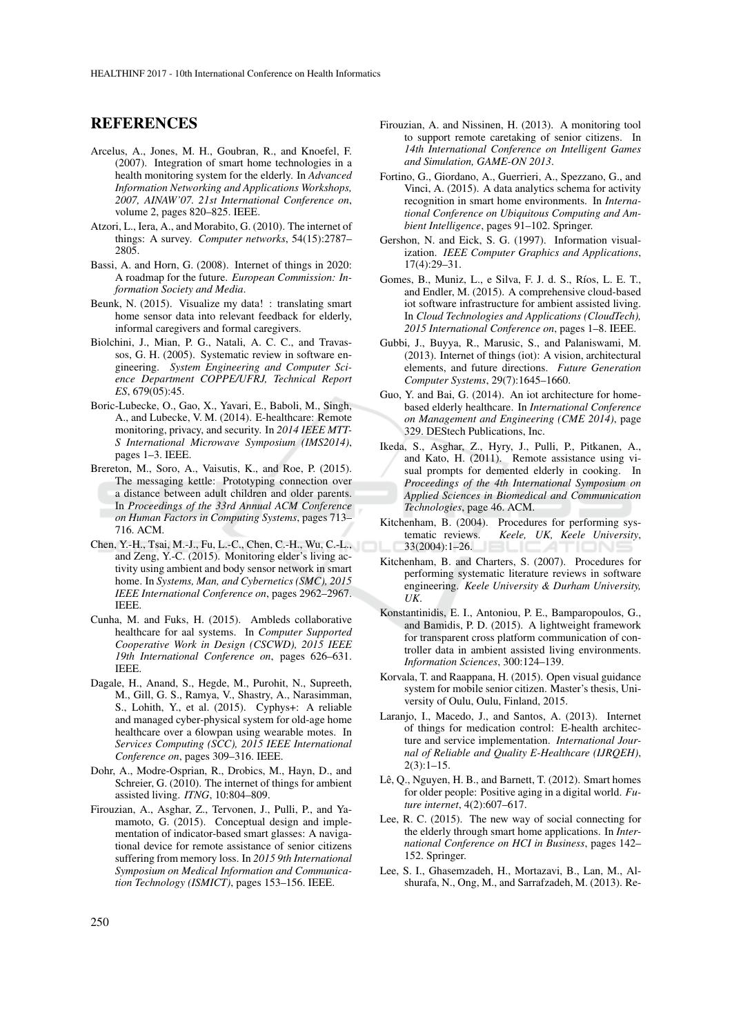## REFERENCES

Arcelus, A., Jones, M. H., Goubran, R., and Knoefel, F. (2007). Integration of smart home technologies in a health monitoring system for the elderly. In *Advanced Information Networking and Applications Workshops, 2007, AINAW'07. 21st International Conference on*, volume 2, pages 820–825. IEEE.

Atzori, L., Iera, A., and Morabito, G. (2010). The internet of things: A survey. *Computer networks*, 54(15):2787–2805.

Bassi, A. and Horn, G. (2008). Internet of things in 2020: A roadmap for the future. *European Commission: Information Society and Media*.

Beunk, N. (2015). Visualize my data! : translating smart home sensor data into relevant feedback for elderly, informal caregivers and formal caregivers.

Biolchini, J., Mian, P. G., Natali, A. C. C., and Travassos, G. H. (2005). Systematic review in software engineering. *System Engineering and Computer Science Department COPPE/UFRJ, Technical Report ES*, 679(05):45.

Boric-Lubecke, O., Gao, X., Yavari, E., Baboli, M., Singh, A., and Lubecke, V. M. (2014). E-healthcare: Remote monitoring, privacy, and security. In *2014 IEEE MTT-S International Microwave Symposium (IMS2014)*, pages 1–3. IEEE.

Brereton, M., Soro, A., Vaisutis, K., and Roe, P. (2015). The messaging kettle: Prototyping connection over a distance between adult children and older parents. In *Proceedings of the 33rd Annual ACM Conference on Human Factors in Computing Systems*, pages 713–716. ACM.

Chen, Y.-H., Tsai, M.-J., Fu, L.-C., Chen, C.-H., Wu, C.-L., and Zeng, Y.-C. (2015). Monitoring elder's living activity using ambient and body sensor network in smart home. In *Systems, Man, and Cybernetics (SMC), 2015 IEEE International Conference on*, pages 2962–2967. IEEE.

Cunha, M. and Fuks, H. (2015). Ambleds collaborative healthcare for aal systems. In *Computer Supported Cooperative Work in Design (CSCWD), 2015 IEEE 19th International Conference on*, pages 626–631. IEEE.

Dagale, H., Anand, S., Hegde, M., Purohit, N., Supreeth, M., Gill, G. S., Ramya, V., Shastry, A., Narasimman, S., Lohith, Y., et al. (2015). Cyphys+: A reliable and managed cyber-physical system for old-age home healthcare over a 6lowpan using wearable motes. In *Services Computing (SCC), 2015 IEEE International Conference on*, pages 309–316. IEEE.

Dohr, A., Modre-Osprian, R., Drobics, M., Hayn, D., and Schreier, G. (2010). The internet of things for ambient assisted living. *ITNG*, 10:804–809.

Firouzian, A., Asghar, Z., Tervonen, J., Pulli, P., and Yamamoto, G. (2015). Conceptual design and implementation of indicator-based smart glasses: A navigational device for remote assistance of senior citizens suffering from memory loss. In *2015 9th International Symposium on Medical Information and Communication Technology (ISMICT)*, pages 153–156. IEEE.

Firouzian, A. and Nissinen, H. (2013). A monitoring tool to support remote caretaking of senior citizens. In *14th International Conference on Intelligent Games and Simulation, GAME-ON 2013*.

Fortino, G., Giordano, A., Guerrieri, A., Spezzano, G., and Vinci, A. (2015). A data analytics schema for activity recognition in smart home environments. In *International Conference on Ubiquitous Computing and Ambient Intelligence*, pages 91–102. Springer.

Gershon, N. and Eick, S. G. (1997). Information visualization. *IEEE Computer Graphics and Applications*, 17(4):29–31.

Gomes, B., Muniz, L., e Silva, F. J. d. S., Ríos, L. E. T., and Endler, M. (2015). A comprehensive cloud-based iot software infrastructure for ambient assisted living. In *Cloud Technologies and Applications (CloudTech), 2015 International Conference on*, pages 1–8. IEEE.

Gubbi, J., Buyya, R., Marusic, S., and Palaniswami, M. (2013). Internet of things (iot): A vision, architectural elements, and future directions. *Future Generation Computer Systems*, 29(7):1645–1660.

Guo, Y. and Bai, G. (2014). An iot architecture for home-based elderly healthcare. In *International Conference on Management and Engineering (CME 2014)*, page 329. DEStech Publications, Inc.

Ikeda, S., Asghar, Z., Hyry, J., Pulli, P., Pitkanen, A., and Kato, H. (2011). Remote assistance using visual prompts for demented elderly in cooking. In *Proceedings of the 4th International Symposium on Applied Sciences in Biomedical and Communication Technologies*, page 46. ACM.

Kitchenham, B. (2004). Procedures for performing systematic reviews. *Keele, UK, Keele University*, 33(2004):1–26.

Kitchenham, B. and Charters, S. (2007). Procedures for performing systematic literature reviews in software engineering. *Keele University & Durham University, UK*.

Konstantinidis, E. I., Antoniou, P. E., Bamparopoulos, G., and Bamidis, P. D. (2015). A lightweight framework for transparent cross platform communication of controller data in ambient assisted living environments. *Information Sciences*, 300:124–139.

Korvala, T. and Raappana, H. (2015). Open visual guidance system for mobile senior citizen. Master's thesis, University of Oulu, Oulu, Finland, 2015.

Laranjo, I., Macedo, J., and Santos, A. (2013). Internet of things for medication control: E-health architecture and service implementation. *International Journal of Reliable and Quality E-Healthcare (IJRQEH)*, 2(3):1–15.

Lê, Q., Nguyen, H. B., and Barnett, T. (2012). Smart homes for older people: Positive aging in a digital world. *Future internet*, 4(2):607–617.

Lee, R. C. (2015). The new way of social connecting for the elderly through smart home applications. In *International Conference on HCI in Business*, pages 142–152. Springer.

Lee, S. I., Ghasemzadeh, H., Mortazavi, B., Lan, M., Alshurafa, N., Ong, M., and Sarrafzadeh, M. (2013). Re-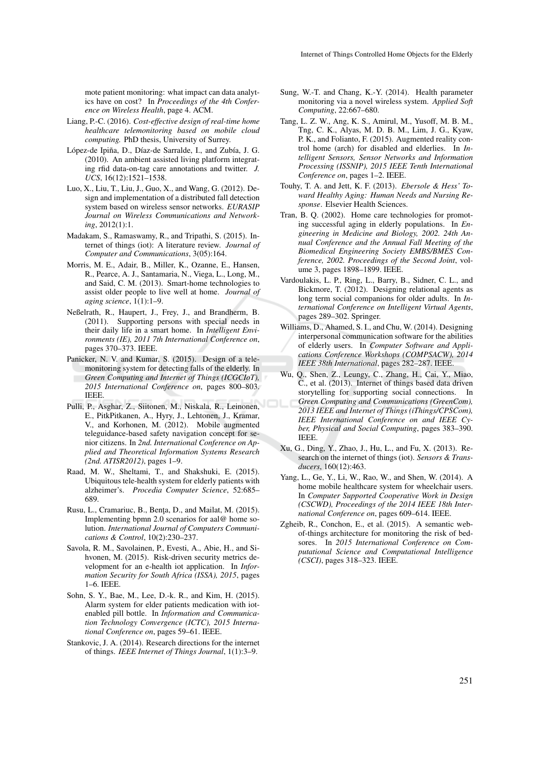mote patient monitoring: what impact can data analytics have on cost? In *Proceedings of the 4th Conference on Wireless Health*, page 4. ACM.

Liang, P.-C. (2016). *Cost-effective design of real-time home healthcare telemonitoring based on mobile cloud computing.* PhD thesis, University of Surrey.

López-de Ipiña, D., Díaz-de Sarralde, I., and Zubía, J. G. (2010). An ambient assisted living platform integrating rfid data-on-tag care annotations and twitter. *J. UCS*, 16(12):1521–1538.

Luo, X., Liu, T., Liu, J., Guo, X., and Wang, G. (2012). Design and implementation of a distributed fall detection system based on wireless sensor networks. *EURASIP Journal on Wireless Communications and Networking*, 2012(1):1.

Madakam, S., Ramaswamy, R., and Tripathi, S. (2015). Internet of things (iot): A literature review. *Journal of Computer and Communications*, 3(05):164.

Morris, M. E., Adair, B., Miller, K., Ozanne, E., Hansen, R., Pearce, A. J., Santamaria, N., Viega, L., Long, M., and Said, C. M. (2013). Smart-home technologies to assist older people to live well at home. *Journal of aging science*, 1(1):1–9.

Neßelrath, R., Haupert, J., Frey, J., and Brandherm, B. (2011). Supporting persons with special needs in their daily life in a smart home. In *Intelligent Environments (IE), 2011 7th International Conference on*, pages 370–373. IEEE.

Panicker, N. V. and Kumar, S. (2015). Design of a telemonitoring system for detecting falls of the elderly. In *Green Computing and Internet of Things (ICGCIoT), 2015 International Conference on*, pages 800–803. IEEE.

Pulli, P., Asghar, Z., Siitonen, M., Niskala, R., Leinonen, E., PitkPitkanen, A., Hyry, J., Lehtonen, J., Kramar, V., and Korhonen, M. (2012). Mobile augmented teleguidance-based safety navigation concept for senior citizens. In *2nd. International Conference on Applied and Theoretical Information Systems Research (2nd. ATISR2012)*, pages 1–9.

Raad, M. W., Sheltami, T., and Shakshuki, E. (2015). Ubiquitous tele-health system for elderly patients with alzheimer's. *Procedia Computer Science*, 52:685–689.

Rusu, L., Cramariuc, B., Bența, D., and Mailat, M. (2015). Implementing bpmn 2.0 scenarios for aal@ home solution. *International Journal of Computers Communications & Control*, 10(2):230–237.

Savola, R. M., Savolainen, P., Evesti, A., Abie, H., and Sihvonen, M. (2015). Risk-driven security metrics development for an e-health iot application. In *Information Security for South Africa (ISSA), 2015*, pages 1–6. IEEE.

Sohn, S. Y., Bae, M., Lee, D.-k. R., and Kim, H. (2015). Alarm system for elder patients medication with iot-enabled pill bottle. In *Information and Communication Technology Convergence (ICTC), 2015 International Conference on*, pages 59–61. IEEE.

Stankovic, J. A. (2014). Research directions for the internet of things. *IEEE Internet of Things Journal*, 1(1):3–9.

Sung, W.-T. and Chang, K.-Y. (2014). Health parameter monitoring via a novel wireless system. *Applied Soft Computing*, 22:667–680.

Tang, L. Z. W., Ang, K. S., Amirul, M., Yusoff, M. B. M., Tng, C. K., Alyas, M. D. B. M., Lim, J. G., Kyaw, P. K., and Folianto, F. (2015). Augmented reality control home (arch) for disabled and elderlies. In *Intelligent Sensors, Sensor Networks and Information Processing (ISSNIP), 2015 IEEE Tenth International Conference on*, pages 1–2. IEEE.

Touhy, T. A. and Jett, K. F. (2013). *Ebersole & Hess' Toward Healthy Aging: Human Needs and Nursing Response*. Elsevier Health Sciences.

Tran, B. Q. (2002). Home care technologies for promoting successful aging in elderly populations. In *Engineering in Medicine and Biology, 2002. 24th Annual Conference and the Annual Fall Meeting of the Biomedical Engineering Society EMBS/BMES Conference, 2002. Proceedings of the Second Joint*, volume 3, pages 1898–1899. IEEE.

Vardoulakis, L. P., Ring, L., Barry, B., Sidner, C. L., and Bickmore, T. (2012). Designing relational agents as long term social companions for older adults. In *International Conference on Intelligent Virtual Agents*, pages 289–302. Springer.

Williams, D., Ahamed, S. I., and Chu, W. (2014). Designing interpersonal communication software for the abilities of elderly users. In *Computer Software and Applications Conference Workshops (COMPSACW), 2014 IEEE 38th International*, pages 282–287. IEEE.

Wu, Q., Shen, Z., Leungy, C., Zhang, H., Cai, Y., Miao, C., et al. (2013). Internet of things based data driven storytelling for supporting social connections. In *Green Computing and Communications (GreenCom), 2013 IEEE and Internet of Things (iThings/CPSCom), IEEE International Conference on and IEEE Cyber, Physical and Social Computing*, pages 383–390. IEEE.

Xu, G., Ding, Y., Zhao, J., Hu, L., and Fu, X. (2013). Research on the internet of things (iot). *Sensors & Transducers*, 160(12):463.

Yang, L., Ge, Y., Li, W., Rao, W., and Shen, W. (2014). A home mobile healthcare system for wheelchair users. In *Computer Supported Cooperative Work in Design (CSCWD), Proceedings of the 2014 IEEE 18th International Conference on*, pages 609–614. IEEE.

Zgheib, R., Conchon, E., et al. (2015). A semantic web-of-things architecture for monitoring the risk of bedsores. In *2015 International Conference on Computational Science and Computational Intelligence (CSCI)*, pages 318–323. IEEE.